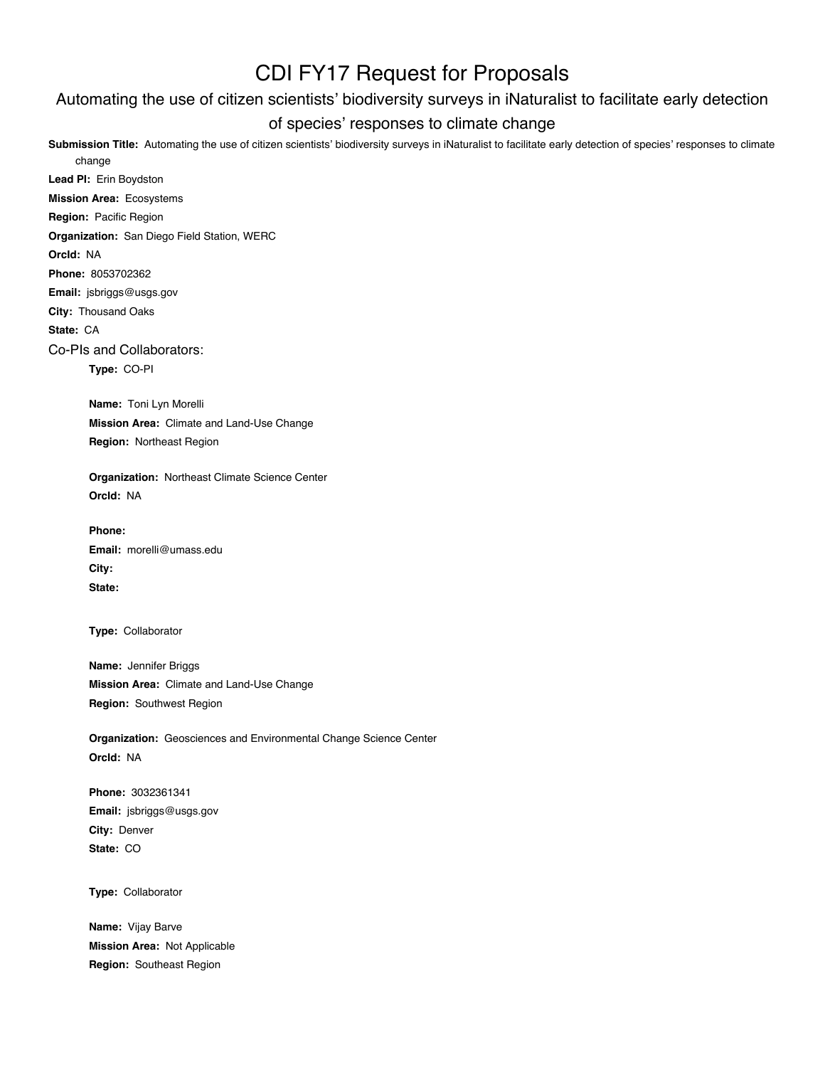# CDI FY17 Request for Proposals

## Automating the use of citizen scientists' biodiversity surveys in iNaturalist to facilitate early detection of species' responses to climate change

**Submission Title:** Automating the use of citizen scientists' biodiversity surveys in iNaturalist to facilitate early detection of species' responses to climate change

**Lead PI:** Erin Boydston

**Mission Area:** Ecosystems

**Region:** Pacific Region

**Organization:** San Diego Field Station, WERC

**OrcId:** NA

**Phone:** 8053702362

**Email:** jsbriggs@usgs.gov

**City:** Thousand Oaks

**State:** CA

### Co-PIs and Collaborators:

**Type:** CO-PI

**Name:** Toni Lyn Morelli

**Mission Area:** Climate and Land-Use Change

**Region:** Northeast Region

**Organization:** Northeast Climate Science Center

**OrcId:** NA

**Phone:**

**Email:** morelli@umass.edu

**City:**

**State:**

**Type:** Collaborator

**Name:** Jennifer Briggs

**Mission Area:** Climate and Land-Use Change

**Region:** Southwest Region

**Organization:** Geosciences and Environmental Change Science Center

**OrcId:** NA

**Phone:** 3032361341

**Email:** jsbriggs@usgs.gov

**City:** Denver

**State:** CO

**Type:** Collaborator

**Name:** Vijay Barve

**Mission Area:** Not Applicable

**Region:** Southeast Region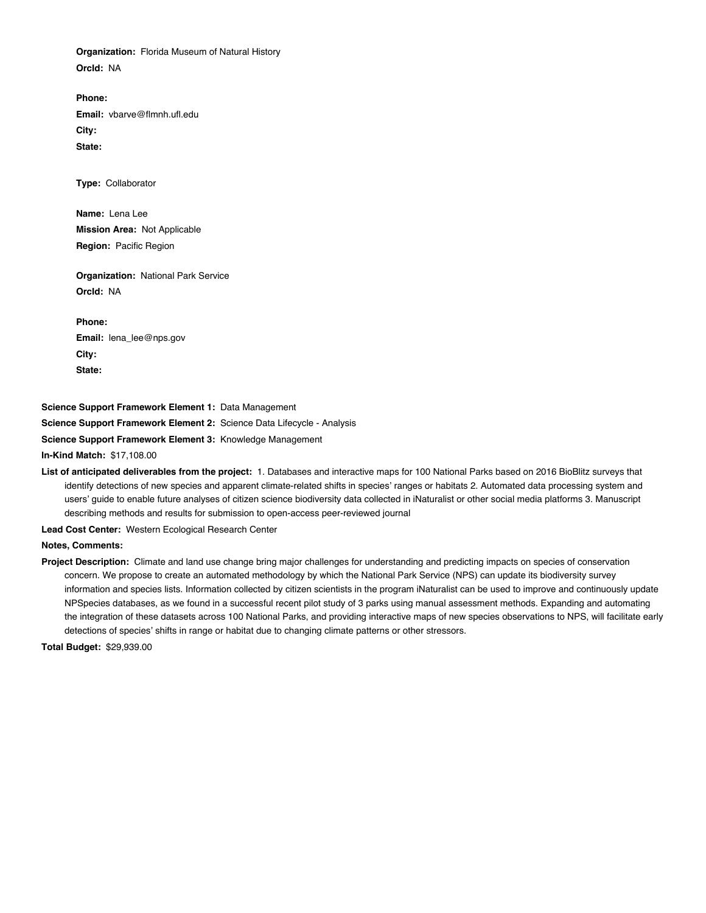**Organization:** Florida Museum of Natural History

**OrcId:** NA

**Phone:**

**Email:** vbarve@flmnh.ufl.edu

**City:**

**State:**

**Type:** Collaborator

**Name:** Lena Lee

**Mission Area:** Not Applicable

**Region:** Pacific Region

**Organization:** National Park Service

**OrcId:** NA

**Phone:**

**Email:** lena_lee@nps.gov

**City:**

**State:**

**Science Support Framework Element 1:** Data Management

**Science Support Framework Element 2:** Science Data Lifecycle - Analysis

**Science Support Framework Element 3:** Knowledge Management

**In-Kind Match:** $17,108.00

**List of anticipated deliverables from the project:** 1. Databases and interactive maps for 100 National Parks based on 2016 BioBlitz surveys that identify detections of new species and apparent climate-related shifts in species' ranges or habitats 2. Automated data processing system and users' guide to enable future analyses of citizen science biodiversity data collected in iNaturalist or other social media platforms 3. Manuscript describing methods and results for submission to open-access peer-reviewed journal

**Lead Cost Center:** Western Ecological Research Center

**Notes, Comments:**

**Project Description:** Climate and land use change bring major challenges for understanding and predicting impacts on species of conservation concern. We propose to create an automated methodology by which the National Park Service (NPS) can update its biodiversity survey information and species lists. Information collected by citizen scientists in the program iNaturalist can be used to improve and continuously update NPSpecies databases, as we found in a successful recent pilot study of 3 parks using manual assessment methods. Expanding and automating the integration of these datasets across 100 National Parks, and providing interactive maps of new species observations to NPS, will facilitate early detections of species' shifts in range or habitat due to changing climate patterns or other stressors.

**Total Budget:** $29,939.00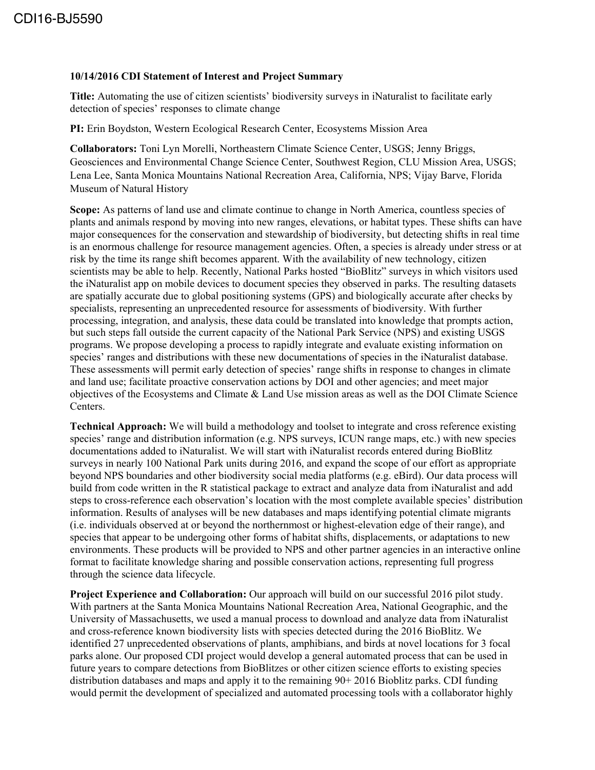**10/14/2016 CDI Statement of Interest and Project Summary**

**Title:** Automating the use of citizen scientists' biodiversity surveys in iNaturalist to facilitate early detection of species' responses to climate change

**PI:** Erin Boydston, Western Ecological Research Center, Ecosystems Mission Area

**Collaborators:** Toni Lyn Morelli, Northeastern Climate Science Center, USGS; Jenny Briggs, Geosciences and Environmental Change Science Center, Southwest Region, CLU Mission Area, USGS; Lena Lee, Santa Monica Mountains National Recreation Area, California, NPS; Vijay Barve, Florida Museum of Natural History

**Scope:** As patterns of land use and climate continue to change in North America, countless species of plants and animals respond by moving into new ranges, elevations, or habitat types. These shifts can have major consequences for the conservation and stewardship of biodiversity, but detecting shifts in real time is an enormous challenge for resource management agencies. Often, a species is already under stress or at risk by the time its range shift becomes apparent. With the availability of new technology, citizen scientists may be able to help. Recently, National Parks hosted "BioBlitz" surveys in which visitors used the iNaturalist app on mobile devices to document species they observed in parks. The resulting datasets are spatially accurate due to global positioning systems (GPS) and biologically accurate after checks by specialists, representing an unprecedented resource for assessments of biodiversity. With further processing, integration, and analysis, these data could be translated into knowledge that prompts action, but such steps fall outside the current capacity of the National Park Service (NPS) and existing USGS programs. We propose developing a process to rapidly integrate and evaluate existing information on species' ranges and distributions with these new documentations of species in the iNaturalist database. These assessments will permit early detection of species' range shifts in response to changes in climate and land use; facilitate proactive conservation actions by DOI and other agencies; and meet major objectives of the Ecosystems and Climate & Land Use mission areas as well as the DOI Climate Science Centers.

**Technical Approach:** We will build a methodology and toolset to integrate and cross reference existing species' range and distribution information (e.g. NPS surveys, ICUN range maps, etc.) with new species documentations added to iNaturalist. We will start with iNaturalist records entered during BioBlitz surveys in nearly 100 National Park units during 2016, and expand the scope of our effort as appropriate beyond NPS boundaries and other biodiversity social media platforms (e.g. eBird). Our data process will build from code written in the R statistical package to extract and analyze data from iNaturalist and add steps to cross-reference each observation's location with the most complete available species' distribution information. Results of analyses will be new databases and maps identifying potential climate migrants (i.e. individuals observed at or beyond the northernmost or highest-elevation edge of their range), and species that appear to be undergoing other forms of habitat shifts, displacements, or adaptations to new environments. These products will be provided to NPS and other partner agencies in an interactive online format to facilitate knowledge sharing and possible conservation actions, representing full progress through the science data lifecycle.

**Project Experience and Collaboration:** Our approach will build on our successful 2016 pilot study. With partners at the Santa Monica Mountains National Recreation Area, National Geographic, and the University of Massachusetts, we used a manual process to download and analyze data from iNaturalist and cross-reference known biodiversity lists with species detected during the 2016 BioBlitz. We identified 27 unprecedented observations of plants, amphibians, and birds at novel locations for 3 focal parks alone. Our proposed CDI project would develop a general automated process that can be used in future years to compare detections from BioBlitzes or other citizen science efforts to existing species distribution databases and maps and apply it to the remaining 90+ 2016 Bioblitz parks. CDI funding would permit the development of specialized and automated processing tools with a collaborator highly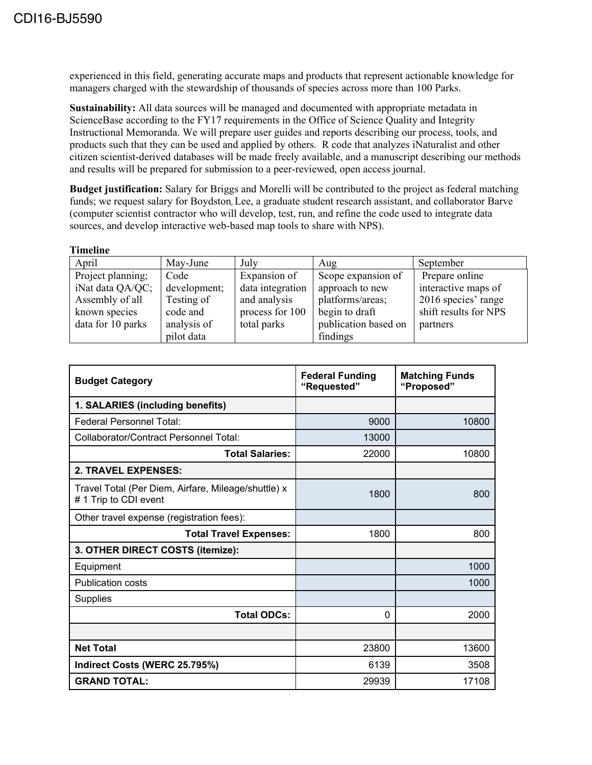experienced in this field, generating accurate maps and products that represent actionable knowledge for managers charged with the stewardship of thousands of species across more than 100 Parks.

**Sustainability:** All data sources will be managed and documented with appropriate metadata in ScienceBase according to the FY17 requirements in the Office of Science Quality and Integrity Instructional Memoranda. We will prepare user guides and reports describing our process, tools, and products such that they can be used and applied by others. R code that analyzes iNaturalist and other citizen scientist-derived databases will be made freely available, and a manuscript describing our methods and results will be prepared for submission to a peer-reviewed, open access journal.

**Budget justification:** Salary for Briggs and Morelli will be contributed to the project as federal matching funds; we request salary for Boydston, Lee, a graduate student research assistant, and collaborator Barve (computer scientist contractor who will develop, test, run, and refine the code used to integrate data sources, and develop interactive web-based map tools to share with NPS).

**Timeline**

| April | May-June | July | Aug | September |
|---|---|---|---|---|
| Project planning; iNat data QA/QC; Assembly of all known species data for 10 parks | Code development; Testing of code and analysis of pilot data | Expansion of data integration and analysis process for 100 total parks | Scope expansion of approach to new platforms/areas; begin to draft publication based on findings | Prepare online interactive maps of 2016 species' range shift results for NPS partners |

| Budget Category | Federal Funding "Requested" | Matching Funds "Proposed" |
|---|---|---|
| **1. SALARIES (including benefits)** | | |
| Federal Personnel Total: | 9000 | 10800 |
| Collaborator/Contract Personnel Total: | 13000 | |
| **Total Salaries:** | 22000 | 10800 |
| **2. TRAVEL EXPENSES:** | | |
| Travel Total (Per Diem, Airfare, Mileage/shuttle) x # 1 Trip to CDI event | 1800 | 800 |
| Other travel expense (registration fees): | | |
| **Total Travel Expenses:** | 1800 | 800 |
| **3. OTHER DIRECT COSTS (itemize):** | | |
| Equipment | | 1000 |
| Publication costs | | 1000 |
| Supplies | | |
| **Total ODCs:** | 0 | 2000 |
| | | |
| **Net Total** | 23800 | 13600 |
| **Indirect Costs (WERC 25.795%)** | 6139 | 3508 |
| **GRAND TOTAL:** | 29939 | 17108 |